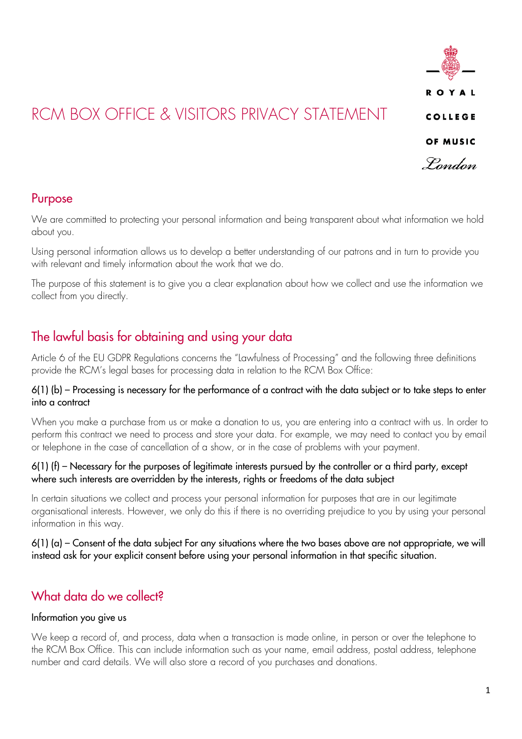# RCM BOX OFFICE & VISITORS PRIVACY STATEMENT

ROYAL COLLEGE OF MUSIC London

## Purpose

We are committed to protecting your personal information and being transparent about what information we hold about you.

Using personal information allows us to develop a better understanding of our patrons and in turn to provide you with relevant and timely information about the work that we do.

The purpose of this statement is to give you a clear explanation about how we collect and use the information we collect from you directly.

## The lawful basis for obtaining and using your data

Article 6 of the EU GDPR Regulations concerns the "Lawfulness of Processing" and the following three definitions provide the RCM's legal bases for processing data in relation to the RCM Box Office:

#### 6(1) (b) – Processing is necessary for the performance of a contract with the data subject or to take steps to enter into a contract

When you make a purchase from us or make a donation to us, you are entering into a contract with us. In order to perform this contract we need to process and store your data. For example, we may need to contact you by email or telephone in the case of cancellation of a show, or in the case of problems with your payment.

#### 6(1) (f) – Necessary for the purposes of legitimate interests pursued by the controller or a third party, except where such interests are overridden by the interests, rights or freedoms of the data subject

In certain situations we collect and process your personal information for purposes that are in our legitimate organisational interests. However, we only do this if there is no overriding prejudice to you by using your personal information in this way.

6(1) (a) – Consent of the data subject For any situations where the two bases above are not appropriate, we will instead ask for your explicit consent before using your personal information in that specific situation.

## What data do we collect?

#### Information you give us

We keep a record of, and process, data when a transaction is made online, in person or over the telephone to the RCM Box Office. This can include information such as your name, email address, postal address, telephone number and card details. We will also store a record of you purchases and donations.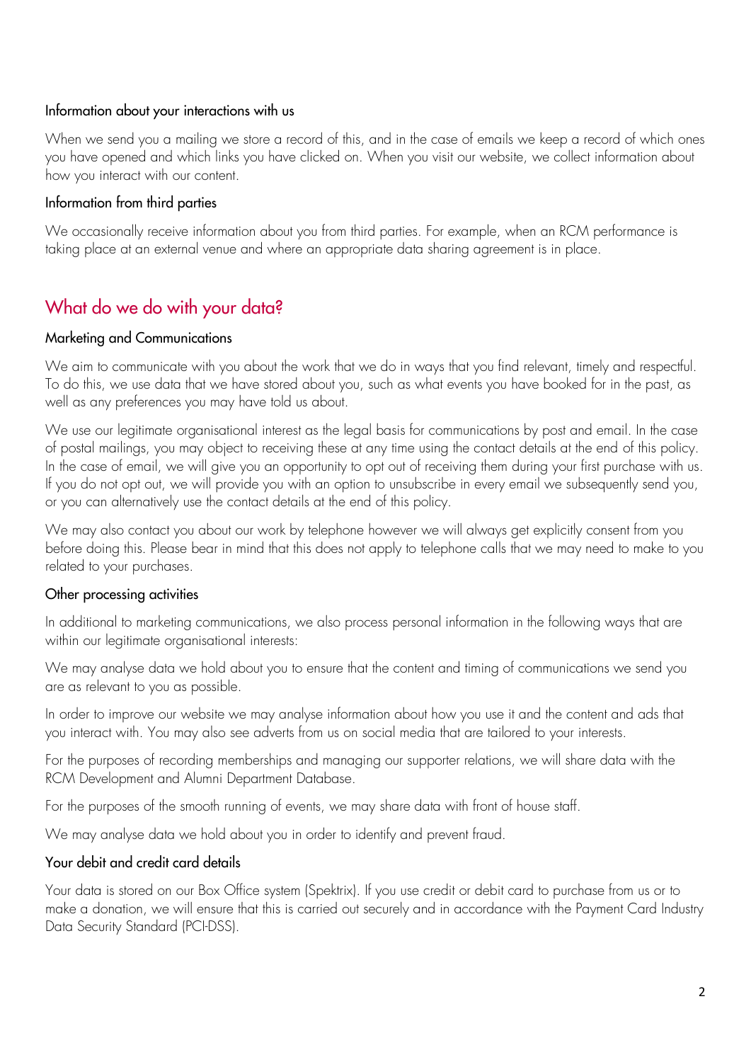### Information about your interactions with us

When we send you a mailing we store a record of this, and in the case of emails we keep a record of which ones you have opened and which links you have clicked on. When you visit our website, we collect information about how you interact with our content.

### Information from third parties

We occasionally receive information about you from third parties. For example, when an RCM performance is taking place at an external venue and where an appropriate data sharing agreement is in place.

## What do we do with your data?

### Marketing and Communications

We aim to communicate with you about the work that we do in ways that you find relevant, timely and respectful. To do this, we use data that we have stored about you, such as what events you have booked for in the past, as well as any preferences you may have told us about.

We use our legitimate organisational interest as the legal basis for communications by post and email. In the case of postal mailings, you may object to receiving these at any time using the contact details at the end of this policy. In the case of email, we will give you an opportunity to opt out of receiving them during your first purchase with us. If you do not opt out, we will provide you with an option to unsubscribe in every email we subsequently send you, or you can alternatively use the contact details at the end of this policy.

We may also contact you about our work by telephone however we will always get explicitly consent from you before doing this. Please bear in mind that this does not apply to telephone calls that we may need to make to you related to your purchases.

### Other processing activities

In additional to marketing communications, we also process personal information in the following ways that are within our legitimate organisational interests:

We may analyse data we hold about you to ensure that the content and timing of communications we send you are as relevant to you as possible.

In order to improve our website we may analyse information about how you use it and the content and ads that you interact with. You may also see adverts from us on social media that are tailored to your interests.

For the purposes of recording memberships and managing our supporter relations, we will share data with the RCM Development and Alumni Department Database.

For the purposes of the smooth running of events, we may share data with front of house staff.

We may analyse data we hold about you in order to identify and prevent fraud.

### Your debit and credit card details

Your data is stored on our Box Office system (Spektrix). If you use credit or debit card to purchase from us or to make a donation, we will ensure that this is carried out securely and in accordance with the Payment Card Industry Data Security Standard (PCI-DSS).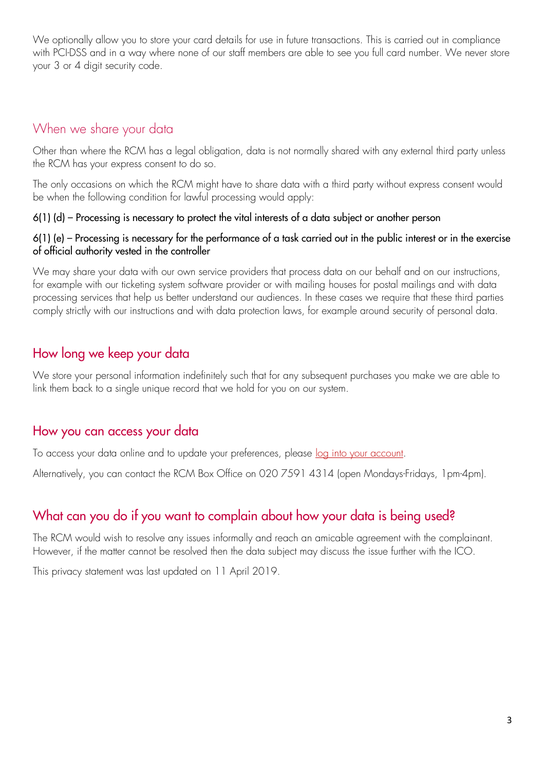We optionally allow you to store your card details for use in future transactions. This is carried out in compliance with PCI-DSS and in a way where none of our staff members are able to see you full card number. We never store your 3 or 4 digit security code.

## When we share your data

Other than where the RCM has a legal obligation, data is not normally shared with any external third party unless the RCM has your express consent to do so.

The only occasions on which the RCM might have to share data with a third party without express consent would be when the following condition for lawful processing would apply:

**6(1) (d) – Processing is necessary to protect the vital interests of a data subject or another person**

**6(1) (e) – Processing is necessary for the performance of a task carried out in the public interest or in the exercise of official authority vested in the controller**

We may share your data with our own service providers that process data on our behalf and on our instructions, for example with our ticketing system software provider or with mailing houses for postal mailings and with data processing services that help us better understand our audiences. In these cases we require that these third parties comply strictly with our instructions and with data protection laws, for example around security of personal data.

## How long we keep your data

We store your personal information indefinitely such that for any subsequent purchases you make we are able to link them back to a single unique record that we hold for you on our system.

## How you can access your data

To access your data online and to update your preferences, please log into your account.

Alternatively, you can contact the RCM Box Office on 020 7591 4314 (open Mondays-Fridays, 1pm-4pm).

## What can you do if you want to complain about how your data is being used?

The RCM would wish to resolve any issues informally and reach an amicable agreement with the complainant. However, if the matter cannot be resolved then the data subject may discuss the issue further with the ICO.

This privacy statement was last updated on 11 April 2019.